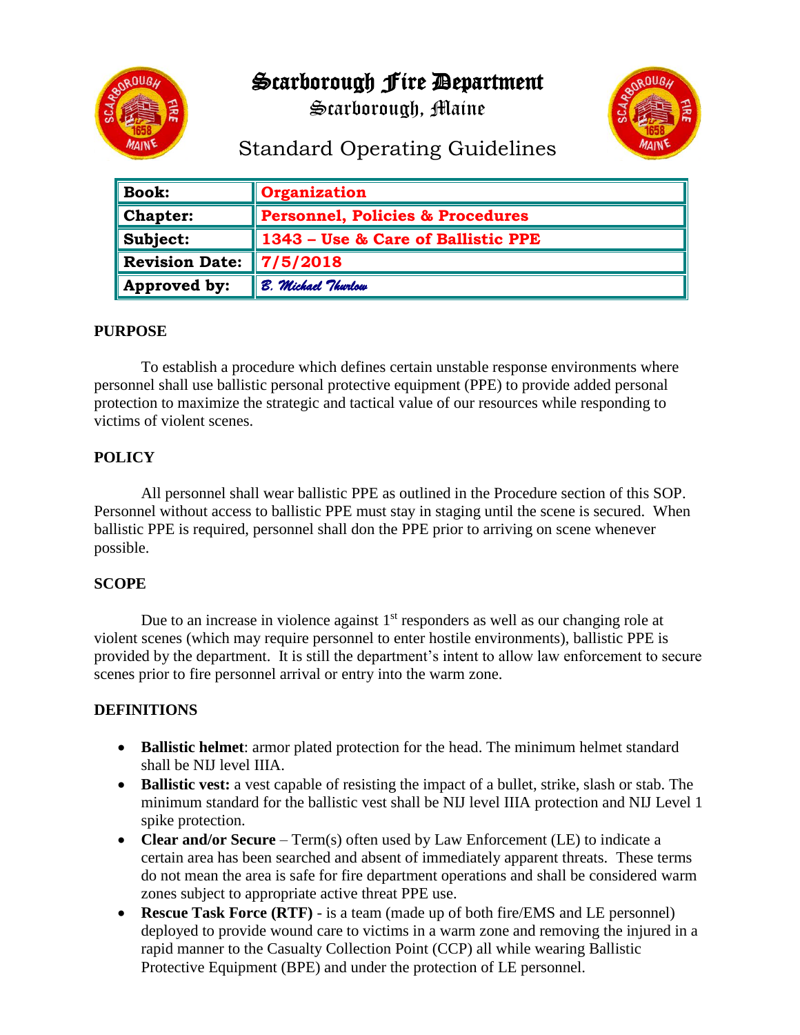# Scarborough Fire Department

Scarborough, Maine

## Standard Operating Guidelines

| | |
|---|---|
| **Book:** | **Organization** |
| **Chapter:** | **Personnel, Policies & Procedures** |
| **Subject:** | **1343 – Use & Care of Ballistic PPE** |
| **Revision Date:** | **7/5/2018** |
| **Approved by:** | *B. Michael Thurlow* |

**PURPOSE**

To establish a procedure which defines certain unstable response environments where personnel shall use ballistic personal protective equipment (PPE) to provide added personal protection to maximize the strategic and tactical value of our resources while responding to victims of violent scenes.

**POLICY**

All personnel shall wear ballistic PPE as outlined in the Procedure section of this SOP. Personnel without access to ballistic PPE must stay in staging until the scene is secured. When ballistic PPE is required, personnel shall don the PPE prior to arriving on scene whenever possible.

**SCOPE**

Due to an increase in violence against 1st responders as well as our changing role at violent scenes (which may require personnel to enter hostile environments), ballistic PPE is provided by the department. It is still the department's intent to allow law enforcement to secure scenes prior to fire personnel arrival or entry into the warm zone.

**DEFINITIONS**

- **Ballistic helmet**: armor plated protection for the head. The minimum helmet standard shall be NIJ level IIIA.
- **Ballistic vest:** a vest capable of resisting the impact of a bullet, strike, slash or stab. The minimum standard for the ballistic vest shall be NIJ level IIIA protection and NIJ Level 1 spike protection.
- **Clear and/or Secure** – Term(s) often used by Law Enforcement (LE) to indicate a certain area has been searched and absent of immediately apparent threats. These terms do not mean the area is safe for fire department operations and shall be considered warm zones subject to appropriate active threat PPE use.
- **Rescue Task Force (RTF)** - is a team (made up of both fire/EMS and LE personnel) deployed to provide wound care to victims in a warm zone and removing the injured in a rapid manner to the Casualty Collection Point (CCP) all while wearing Ballistic Protective Equipment (BPE) and under the protection of LE personnel.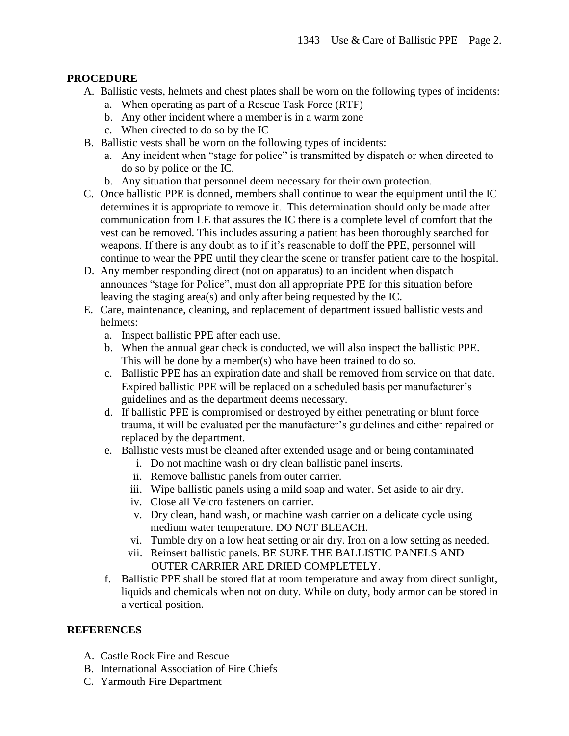## PROCEDURE

A. Ballistic vests, helmets and chest plates shall be worn on the following types of incidents:
   a. When operating as part of a Rescue Task Force (RTF)
   b. Any other incident where a member is in a warm zone
   c. When directed to do so by the IC

B. Ballistic vests shall be worn on the following types of incidents:
   a. Any incident when "stage for police" is transmitted by dispatch or when directed to do so by police or the IC.
   b. Any situation that personnel deem necessary for their own protection.

C. Once ballistic PPE is donned, members shall continue to wear the equipment until the IC determines it is appropriate to remove it. This determination should only be made after communication from LE that assures the IC there is a complete level of comfort that the vest can be removed. This includes assuring a patient has been thoroughly searched for weapons. If there is any doubt as to if it's reasonable to doff the PPE, personnel will continue to wear the PPE until they clear the scene or transfer patient care to the hospital.

D. Any member responding direct (not on apparatus) to an incident when dispatch announces "stage for Police", must don all appropriate PPE for this situation before leaving the staging area(s) and only after being requested by the IC.

E. Care, maintenance, cleaning, and replacement of department issued ballistic vests and helmets:
   a. Inspect ballistic PPE after each use.
   b. When the annual gear check is conducted, we will also inspect the ballistic PPE. This will be done by a member(s) who have been trained to do so.
   c. Ballistic PPE has an expiration date and shall be removed from service on that date. Expired ballistic PPE will be replaced on a scheduled basis per manufacturer's guidelines and as the department deems necessary.
   d. If ballistic PPE is compromised or destroyed by either penetrating or blunt force trauma, it will be evaluated per the manufacturer's guidelines and either repaired or replaced by the department.
   e. Ballistic vests must be cleaned after extended usage and or being contaminated
      i. Do not machine wash or dry clean ballistic panel inserts.
      ii. Remove ballistic panels from outer carrier.
      iii. Wipe ballistic panels using a mild soap and water. Set aside to air dry.
      iv. Close all Velcro fasteners on carrier.
      v. Dry clean, hand wash, or machine wash carrier on a delicate cycle using medium water temperature. DO NOT BLEACH.
      vi. Tumble dry on a low heat setting or air dry. Iron on a low setting as needed.
      vii. Reinsert ballistic panels. BE SURE THE BALLISTIC PANELS AND OUTER CARRIER ARE DRIED COMPLETELY.
   f. Ballistic PPE shall be stored flat at room temperature and away from direct sunlight, liquids and chemicals when not on duty. While on duty, body armor can be stored in a vertical position.

## REFERENCES

A. Castle Rock Fire and Rescue
B. International Association of Fire Chiefs
C. Yarmouth Fire Department